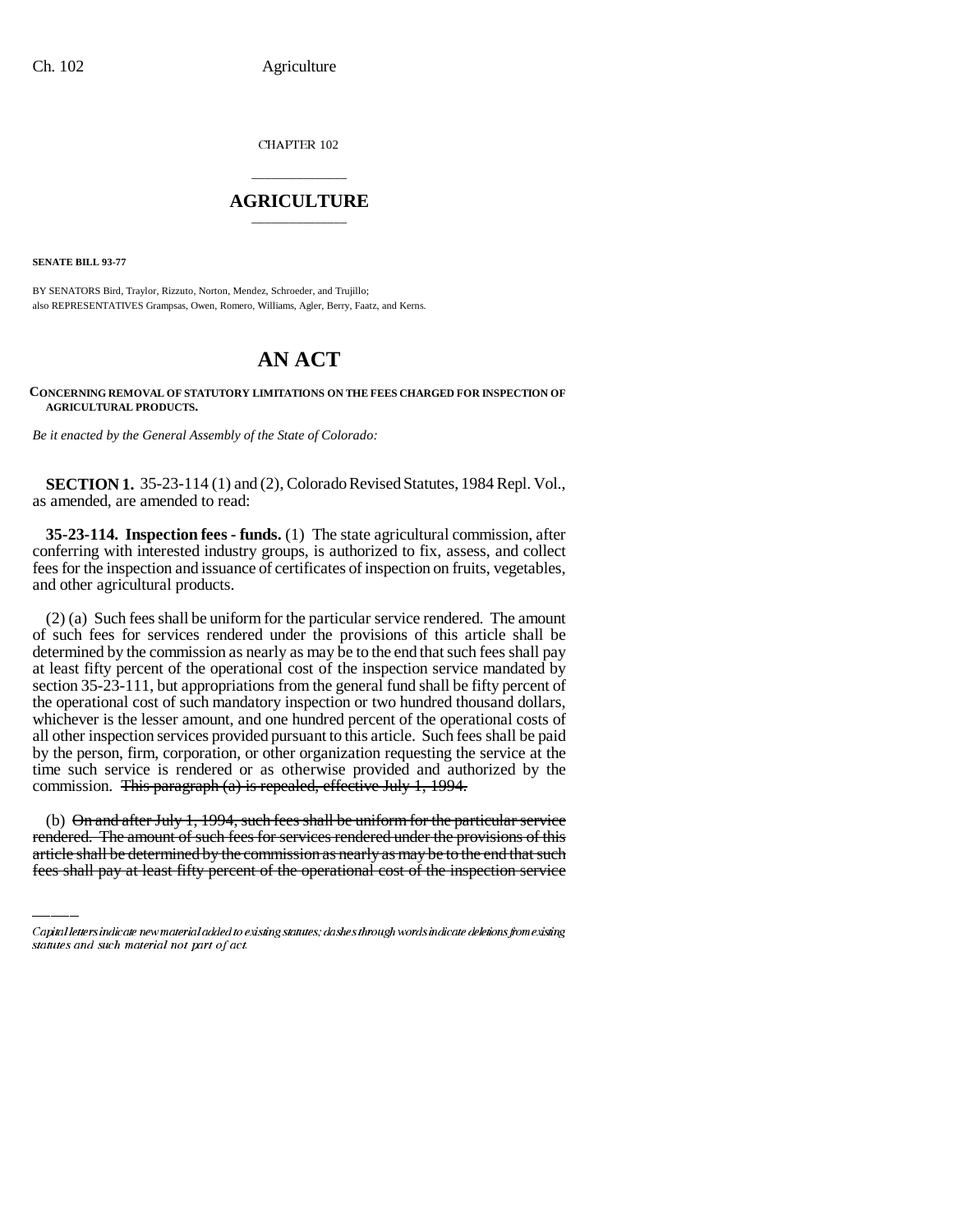CHAPTER 102

# AGRICULTURE

**SENATE BILL 93-77**

BY SENATORS Bird, Traylor, Rizzuto, Norton, Mendez, Schroeder, and Trujillo;
also REPRESENTATIVES Grampsas, Owen, Romero, Williams, Agler, Berry, Faatz, and Kerns.

# AN ACT

**CONCERNING REMOVAL OF STATUTORY LIMITATIONS ON THE FEES CHARGED FOR INSPECTION OF AGRICULTURAL PRODUCTS.**

*Be it enacted by the General Assembly of the State of Colorado:*

**SECTION 1.** 35-23-114 (1) and (2), Colorado Revised Statutes, 1984 Repl. Vol., as amended, are amended to read:

**35-23-114. Inspection fees - funds.** (1) The state agricultural commission, after conferring with interested industry groups, is authorized to fix, assess, and collect fees for the inspection and issuance of certificates of inspection on fruits, vegetables, and other agricultural products.

(2) (a) Such fees shall be uniform for the particular service rendered. The amount of such fees for services rendered under the provisions of this article shall be determined by the commission as nearly as may be to the end that such fees shall pay at least fifty percent of the operational cost of the inspection service mandated by section 35-23-111, but appropriations from the general fund shall be fifty percent of the operational cost of such mandatory inspection or two hundred thousand dollars, whichever is the lesser amount, and one hundred percent of the operational costs of all other inspection services provided pursuant to this article. Such fees shall be paid by the person, firm, corporation, or other organization requesting the service at the time such service is rendered or as otherwise provided and authorized by the commission. ~~This paragraph (a) is repealed, effective July 1, 1994.~~

(b) ~~On and after July 1, 1994, such fees shall be uniform for the particular service rendered. The amount of such fees for services rendered under the provisions of this article shall be determined by the commission as nearly as may be to the end that such fees shall pay at least fifty percent of the operational cost of the inspection service~~

Capital letters indicate new material added to existing statutes; dashes through words indicate deletions from existing statutes and such material not part of act.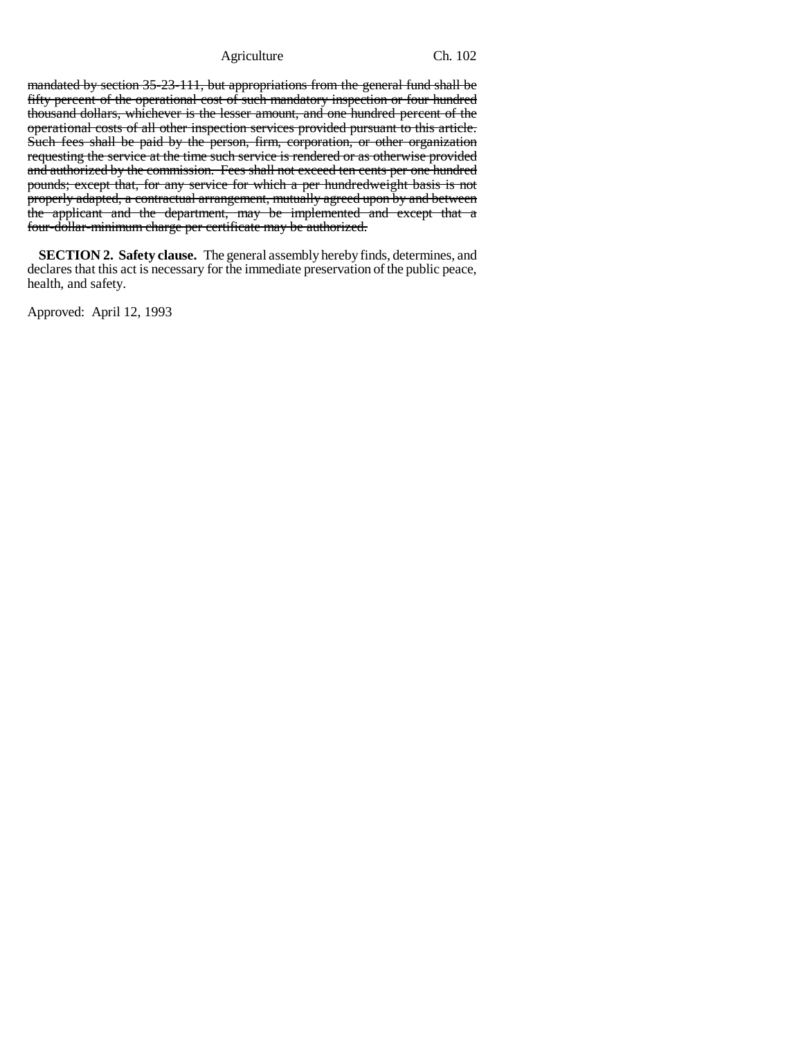~~mandated by section 35-23-111, but appropriations from the general fund shall be fifty percent of the operational cost of such mandatory inspection or four hundred thousand dollars, whichever is the lesser amount, and one hundred percent of the operational costs of all other inspection services provided pursuant to this article. Such fees shall be paid by the person, firm, corporation, or other organization requesting the service at the time such service is rendered or as otherwise provided and authorized by the commission. Fees shall not exceed ten cents per one hundred pounds; except that, for any service for which a per hundredweight basis is not properly adapted, a contractual arrangement, mutually agreed upon by and between the applicant and the department, may be implemented and except that a four-dollar-minimum charge per certificate may be authorized.~~

**SECTION 2. Safety clause.** The general assembly hereby finds, determines, and declares that this act is necessary for the immediate preservation of the public peace, health, and safety.

Approved: April 12, 1993